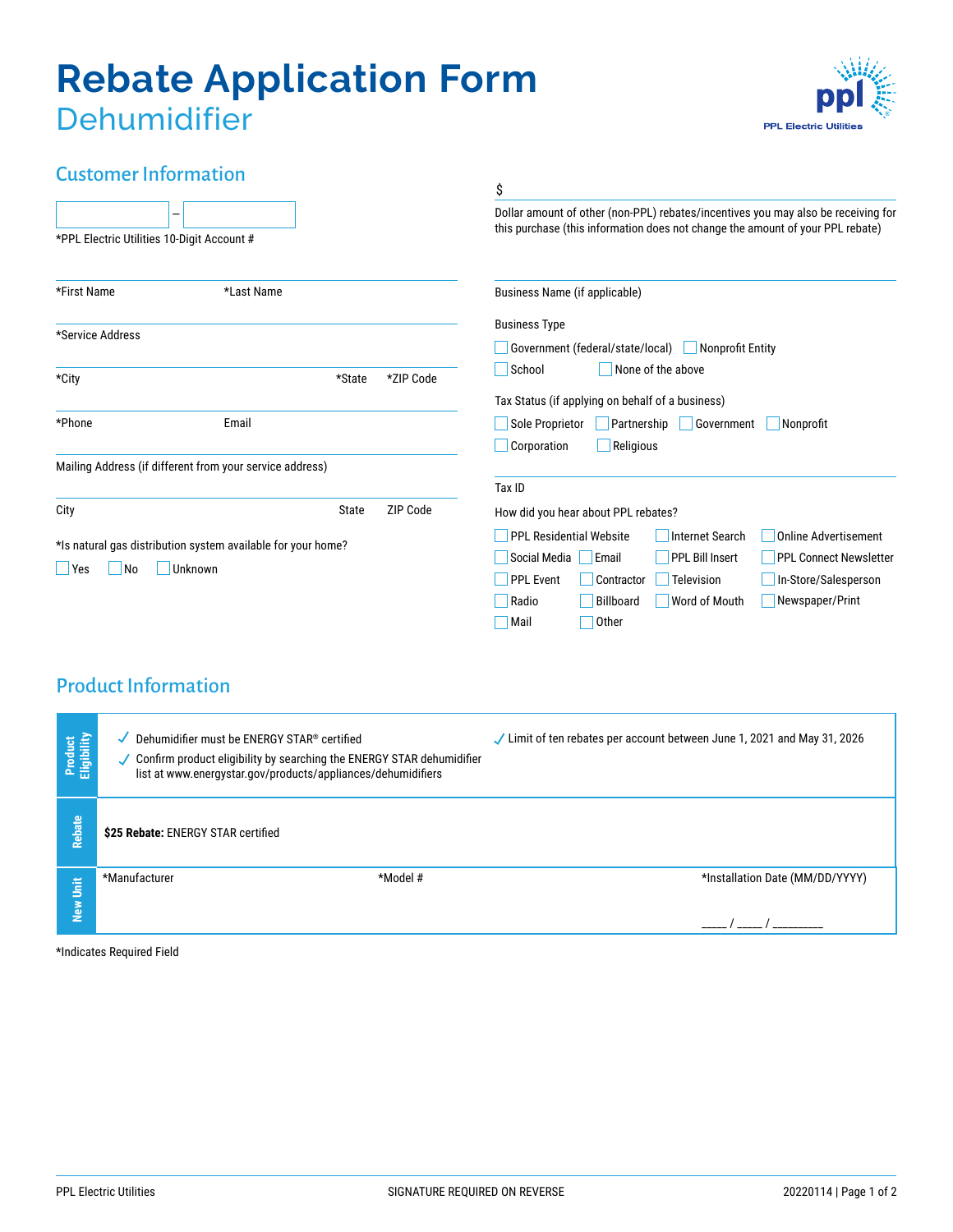# Rebate Application Form

## Dehumidifier

PPL Electric Utilities

### Customer Information

[ ] – [ ]
*PPL Electric Utilities 10-Digit Account #

*First Name | *Last Name

*Service Address

*City | *State | *ZIP Code

*Phone | Email

Mailing Address (if different from your service address)

City | State | ZIP Code

*Is natural gas distribution system available for your home?

☐ Yes ☐ No ☐ Unknown

$

Dollar amount of other (non-PPL) rebates/incentives you may also be receiving for this purchase (this information does not change the amount of your PPL rebate)

Business Name (if applicable)

Business Type

☐ Government (federal/state/local) ☐ Nonprofit Entity
☐ School ☐ None of the above

Tax Status (if applying on behalf of a business)

☐ Sole Proprietor ☐ Partnership ☐ Government ☐ Nonprofit
☐ Corporation ☐ Religious

Tax ID

How did you hear about PPL rebates?

☐ PPL Residential Website ☐ Internet Search ☐ Online Advertisement
☐ Social Media ☐ Email ☐ PPL Bill Insert ☐ PPL Connect Newsletter
☐ PPL Event ☐ Contractor ☐ Television ☐ In-Store/Salesperson
☐ Radio ☐ Billboard ☐ Word of Mouth ☐ Newspaper/Print
☐ Mail ☐ Other

### Product Information

| | | | |
|---|---|---|---|
| **Product Eligibility** | ✓ Dehumidifier must be ENERGY STAR® certified<br>✓ Confirm product eligibility by searching the ENERGY STAR dehumidifier list at www.energystar.gov/products/appliances/dehumidifiers | | ✓ Limit of ten rebates per account between June 1, 2021 and May 31, 2026 |
| **Rebate** | **$25 Rebate:** ENERGY STAR certified | | |
| **New Unit** | *Manufacturer | *Model # | *Installation Date (MM/DD/YYYY)<br>____ / ____ / ________ |

*Indicates Required Field

PPL Electric Utilities | SIGNATURE REQUIRED ON REVERSE | 20220114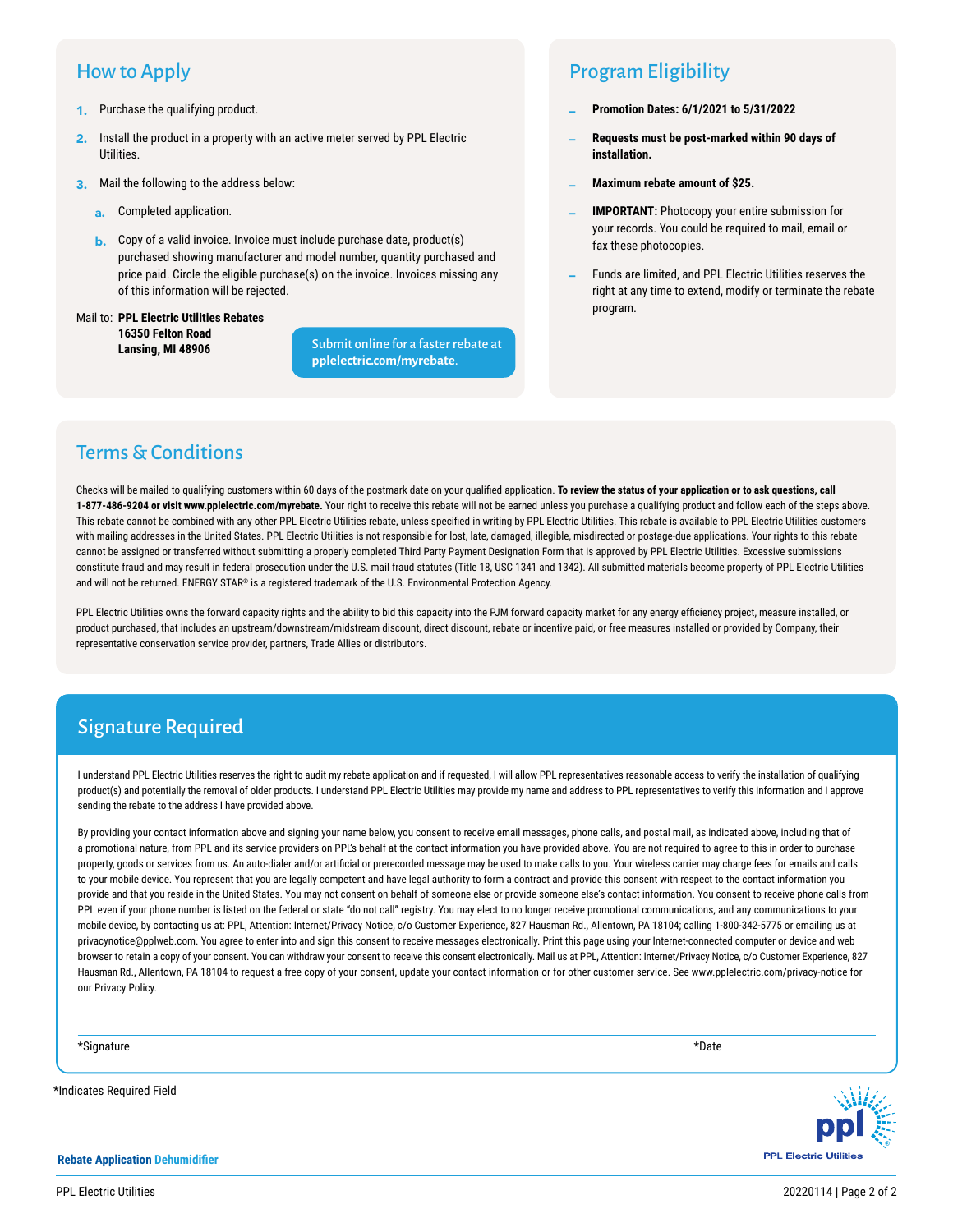## How to Apply

1. Purchase the qualifying product.
2. Install the product in a property with an active meter served by PPL Electric Utilities.
3. Mail the following to the address below:
   a. Completed application.
   b. Copy of a valid invoice. Invoice must include purchase date, product(s) purchased showing manufacturer and model number, quantity purchased and price paid. Circle the eligible purchase(s) on the invoice. Invoices missing any of this information will be rejected.

Mail to: **PPL Electric Utilities Rebates**
**16350 Felton Road**
**Lansing, MI 48906**

Submit online for a faster rebate at **pplelectric.com/myrebate**.

## Program Eligibility

- **Promotion Dates: 6/1/2021 to 5/31/2022**
- **Requests must be post-marked within 90 days of installation.**
- **Maximum rebate amount of $25.**
- **IMPORTANT:** Photocopy your entire submission for your records. You could be required to mail, email or fax these photocopies.
- Funds are limited, and PPL Electric Utilities reserves the right at any time to extend, modify or terminate the rebate program.

## Terms & Conditions

Checks will be mailed to qualifying customers within 60 days of the postmark date on your qualified application. **To review the status of your application or to ask questions, call 1-877-486-9204 or visit www.pplelectric.com/myrebate.** Your right to receive this rebate will not be earned unless you purchase a qualifying product and follow each of the steps above. This rebate cannot be combined with any other PPL Electric Utilities rebate, unless specified in writing by PPL Electric Utilities. This rebate is available to PPL Electric Utilities customers with mailing addresses in the United States. PPL Electric Utilities is not responsible for lost, late, damaged, illegible, misdirected or postage-due applications. Your rights to this rebate cannot be assigned or transferred without submitting a properly completed Third Party Payment Designation Form that is approved by PPL Electric Utilities. Excessive submissions constitute fraud and may result in federal prosecution under the U.S. mail fraud statutes (Title 18, USC 1341 and 1342). All submitted materials become property of PPL Electric Utilities and will not be returned. ENERGY STAR® is a registered trademark of the U.S. Environmental Protection Agency.

PPL Electric Utilities owns the forward capacity rights and the ability to bid this capacity into the PJM forward capacity market for any energy efficiency project, measure installed, or product purchased, that includes an upstream/downstream/midstream discount, direct discount, rebate or incentive paid, or free measures installed or provided by Company, their representative conservation service provider, partners, Trade Allies or distributors.

## Signature Required

I understand PPL Electric Utilities reserves the right to audit my rebate application and if requested, I will allow PPL representatives reasonable access to verify the installation of qualifying product(s) and potentially the removal of older products. I understand PPL Electric Utilities may provide my name and address to PPL representatives to verify this information and I approve sending the rebate to the address I have provided above.

By providing your contact information above and signing your name below, you consent to receive email messages, phone calls, and postal mail, as indicated above, including that of a promotional nature, from PPL and its service providers on PPL's behalf at the contact information you have provided above. You are not required to agree to this in order to purchase property, goods or services from us. An auto-dialer and/or artificial or prerecorded message may be used to make calls to you. Your wireless carrier may charge fees for emails and calls to your mobile device. You represent that you are legally competent and have legal authority to form a contract and provide this consent with respect to the contact information you provide and that you reside in the United States. You may not consent on behalf of someone else or provide someone else's contact information. You consent to receive phone calls from PPL even if your phone number is listed on the federal or state "do not call" registry. You may elect to no longer receive promotional communications, and any communications to your mobile device, by contacting us at: PPL, Attention: Internet/Privacy Notice, c/o Customer Experience, 827 Hausman Rd., Allentown, PA 18104; calling 1-800-342-5775 or emailing us at privacynotice@pplweb.com. You agree to enter into and sign this consent to receive messages electronically. Print this page using your Internet-connected computer or device and web browser to retain a copy of your consent. You can withdraw your consent to receive this consent electronically. Mail us at PPL, Attention: Internet/Privacy Notice, c/o Customer Experience, 827 Hausman Rd., Allentown, PA 18104 to request a free copy of your consent, update your contact information or for other customer service. See www.pplelectric.com/privacy-notice for our Privacy Policy.

*Signature ______________________ *Date __________

*Indicates Required Field

PPL Electric Utilities

**Rebate Application Dehumidifier**

20220114